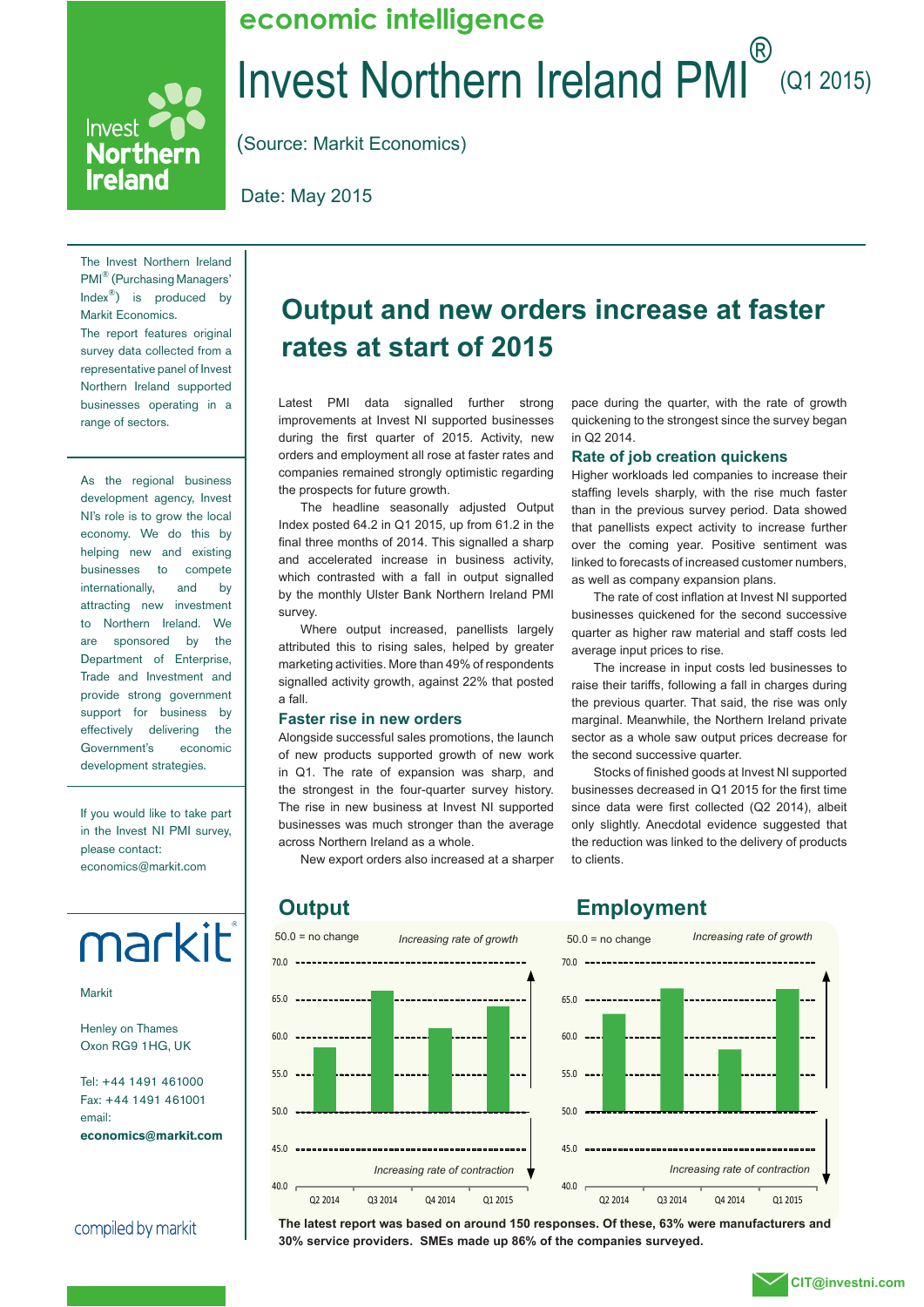economic intelligence

# Invest Northern Ireland PMI® (Q1 2015)

(Source: Markit Economics)

Date: May 2015

The Invest Northern Ireland PMI® (Purchasing Managers' Index®) is produced by Markit Economics.

The report features original survey data collected from a representative panel of Invest Northern Ireland supported businesses operating in a range of sectors.

As the regional business development agency, Invest NI's role is to grow the local economy. We do this by helping new and existing businesses to compete internationally, and by attracting new investment to Northern Ireland. We are sponsored by the Department of Enterprise, Trade and Investment and provide strong government support for business by effectively delivering the Government's economic development strategies.

If you would like to take part in the Invest NI PMI survey, please contact: economics@markit.com

markit

Markit

Henley on Thames
Oxon RG9 1HG, UK

Tel: +44 1491 461000
Fax: +44 1491 461001
email:
**economics@markit.com**

compiled by markit

## Output and new orders increase at faster rates at start of 2015

Latest PMI data signalled further strong improvements at Invest NI supported businesses during the first quarter of 2015. Activity, new orders and employment all rose at faster rates and companies remained strongly optimistic regarding the prospects for future growth.

The headline seasonally adjusted Output Index posted 64.2 in Q1 2015, up from 61.2 in the final three months of 2014. This signalled a sharp and accelerated increase in business activity, which contrasted with a fall in output signalled by the monthly Ulster Bank Northern Ireland PMI survey.

Where output increased, panellists largely attributed this to rising sales, helped by greater marketing activities. More than 49% of respondents signalled activity growth, against 22% that posted a fall.

### Faster rise in new orders

Alongside successful sales promotions, the launch of new products supported growth of new work in Q1. The rate of expansion was sharp, and the strongest in the four-quarter survey history. The rise in new business at Invest NI supported businesses was much stronger than the average across Northern Ireland as a whole.

New export orders also increased at a sharper pace during the quarter, with the rate of growth quickening to the strongest since the survey began in Q2 2014.

### Rate of job creation quickens

Higher workloads led companies to increase their staffing levels sharply, with the rise much faster than in the previous survey period. Data showed that panellists expect activity to increase further over the coming year. Positive sentiment was linked to forecasts of increased customer numbers, as well as company expansion plans.

The rate of cost inflation at Invest NI supported businesses quickened for the second successive quarter as higher raw material and staff costs led average input prices to rise.

The increase in input costs led businesses to raise their tariffs, following a fall in charges during the previous quarter. That said, the rise was only marginal. Meanwhile, the Northern Ireland private sector as a whole saw output prices decrease for the second successive quarter.

Stocks of finished goods at Invest NI supported businesses decreased in Q1 2015 for the first time since data were first collected (Q2 2014), albeit only slightly. Anecdotal evidence suggested that the reduction was linked to the delivery of products to clients.

### Output

50.0 = no change — *Increasing rate of growth* / *Increasing rate of contraction*

### Employment

50.0 = no change — *Increasing rate of growth* / *Increasing rate of contraction*

**The latest report was based on around 150 responses. Of these, 63% were manufacturers and 30% service providers. SMEs made up 86% of the companies surveyed.**

CIT@investni.com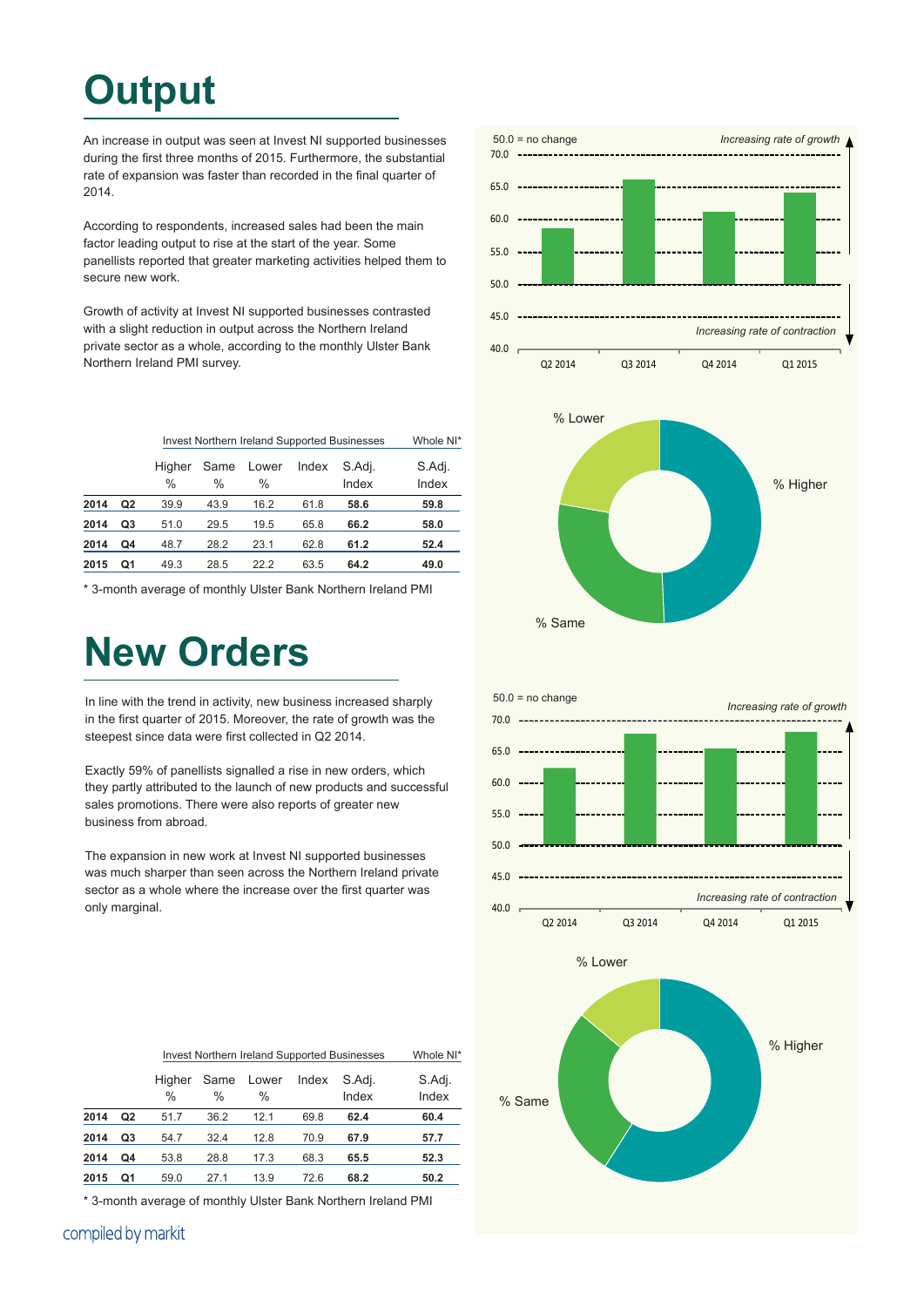# Output

An increase in output was seen at Invest NI supported businesses during the first three months of 2015. Furthermore, the substantial rate of expansion was faster than recorded in the final quarter of 2014.

According to respondents, increased sales had been the main factor leading output to rise at the start of the year. Some panellists reported that greater marketing activities helped them to secure new work.

Growth of activity at Invest NI supported businesses contrasted with a slight reduction in output across the Northern Ireland private sector as a whole, according to the monthly Ulster Bank Northern Ireland PMI survey.

| | | Invest Northern Ireland Supported Businesses | | | | | Whole NI* |
|---|---|---|---|---|---|---|---|
| | | Higher % | Same % | Lower % | Index | S.Adj. Index | S.Adj. Index |
| **2014** | **Q2** | 39.9 | 43.9 | 16.2 | 61.8 | **58.6** | **59.8** |
| **2014** | **Q3** | 51.0 | 29.5 | 19.5 | 65.8 | **66.2** | **58.0** |
| **2014** | **Q4** | 48.7 | 28.2 | 23.1 | 62.8 | **61.2** | **52.4** |
| **2015** | **Q1** | 49.3 | 28.5 | 22.2 | 63.5 | **64.2** | **49.0** |

\* 3-month average of monthly Ulster Bank Northern Ireland PMI

# New Orders

In line with the trend in activity, new business increased sharply in the first quarter of 2015. Moreover, the rate of growth was the steepest since data were first collected in Q2 2014.

Exactly 59% of panellists signalled a rise in new orders, which they partly attributed to the launch of new products and successful sales promotions. There were also reports of greater new business from abroad.

The expansion in new work at Invest NI supported businesses was much sharper than seen across the Northern Ireland private sector as a whole where the increase over the first quarter was only marginal.

| | | Invest Northern Ireland Supported Businesses | | | | | Whole NI* |
|---|---|---|---|---|---|---|---|
| | | Higher % | Same % | Lower % | Index | S.Adj. Index | S.Adj. Index |
| **2014** | **Q2** | 51.7 | 36.2 | 12.1 | 69.8 | **62.4** | **60.4** |
| **2014** | **Q3** | 54.7 | 32.4 | 12.8 | 70.9 | **67.9** | **57.7** |
| **2014** | **Q4** | 53.8 | 28.8 | 17.3 | 68.3 | **65.5** | **52.3** |
| **2015** | **Q1** | 59.0 | 27.1 | 13.9 | 72.6 | **68.2** | **50.2** |

\* 3-month average of monthly Ulster Bank Northern Ireland PMI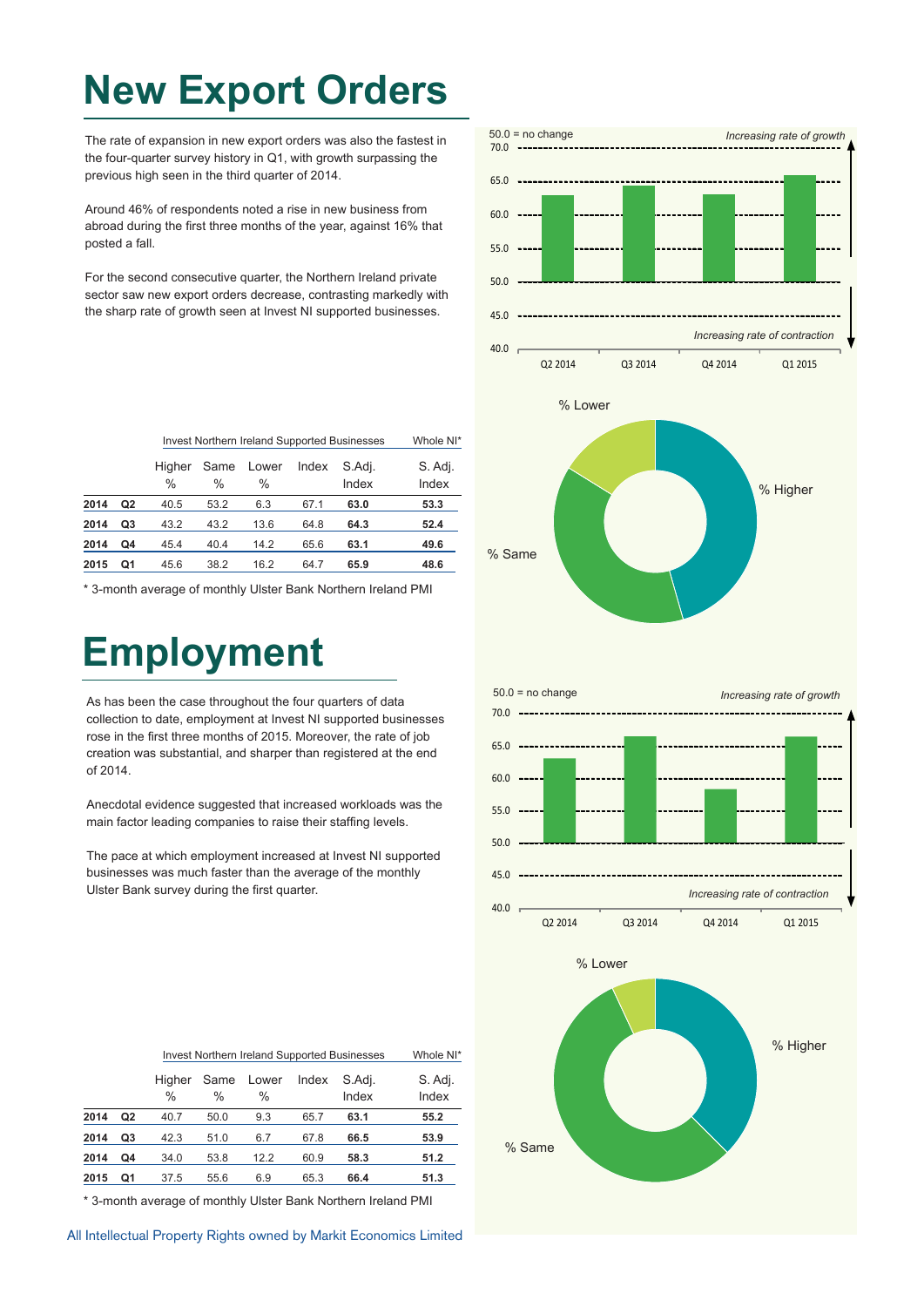# New Export Orders

The rate of expansion in new export orders was also the fastest in the four-quarter survey history in Q1, with growth surpassing the previous high seen in the third quarter of 2014.

Around 46% of respondents noted a rise in new business from abroad during the first three months of the year, against 16% that posted a fall.

For the second consecutive quarter, the Northern Ireland private sector saw new export orders decrease, contrasting markedly with the sharp rate of growth seen at Invest NI supported businesses.

| | | Invest Northern Ireland Supported Businesses | | | | | Whole NI* |
|---|---|---|---|---|---|---|---|
| | | Higher % | Same % | Lower % | Index | S.Adj. Index | S. Adj. Index |
| **2014** | **Q2** | 40.5 | 53.2 | 6.3 | 67.1 | **63.0** | **53.3** |
| **2014** | **Q3** | 43.2 | 43.2 | 13.6 | 64.8 | **64.3** | **52.4** |
| **2014** | **Q4** | 45.4 | 40.4 | 14.2 | 65.6 | **63.1** | **49.6** |
| **2015** | **Q1** | 45.6 | 38.2 | 16.2 | 64.7 | **65.9** | **48.6** |

\* 3-month average of monthly Ulster Bank Northern Ireland PMI

# Employment

As has been the case throughout the four quarters of data collection to date, employment at Invest NI supported businesses rose in the first three months of 2015. Moreover, the rate of job creation was substantial, and sharper than registered at the end of 2014.

Anecdotal evidence suggested that increased workloads was the main factor leading companies to raise their staffing levels.

The pace at which employment increased at Invest NI supported businesses was much faster than the average of the monthly Ulster Bank survey during the first quarter.

| | | Invest Northern Ireland Supported Businesses | | | | | Whole NI* |
|---|---|---|---|---|---|---|---|
| | | Higher % | Same % | Lower % | Index | S.Adj. Index | S. Adj. Index |
| **2014** | **Q2** | 40.7 | 50.0 | 9.3 | 65.7 | **63.1** | **55.2** |
| **2014** | **Q3** | 42.3 | 51.0 | 6.7 | 67.8 | **66.5** | **53.9** |
| **2014** | **Q4** | 34.0 | 53.8 | 12.2 | 60.9 | **58.3** | **51.2** |
| **2015** | **Q1** | 37.5 | 55.6 | 6.9 | 65.3 | **66.4** | **51.3** |

\* 3-month average of monthly Ulster Bank Northern Ireland PMI

All Intellectual Property Rights owned by Markit Economics Limited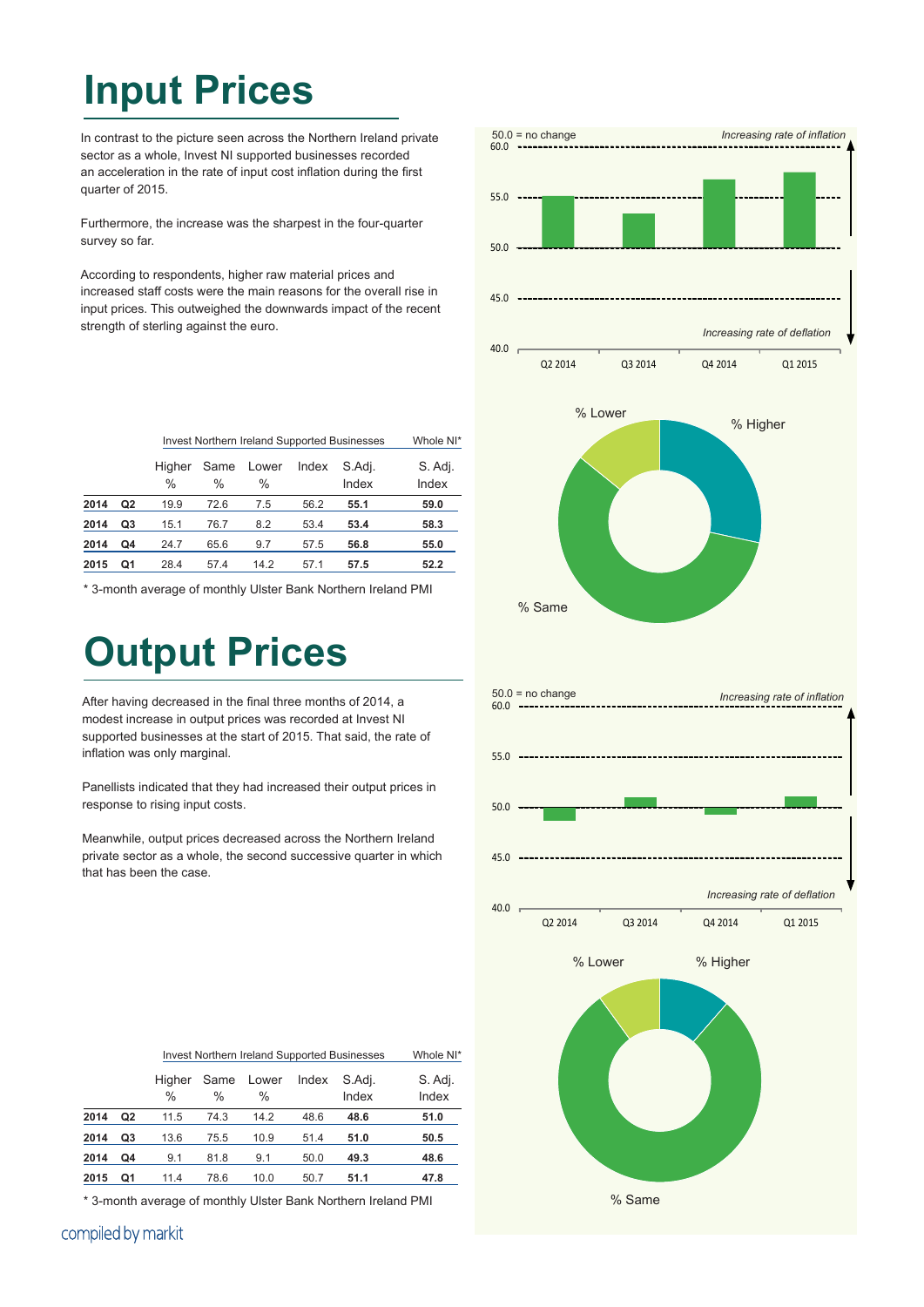# Input Prices

In contrast to the picture seen across the Northern Ireland private sector as a whole, Invest NI supported businesses recorded an acceleration in the rate of input cost inflation during the first quarter of 2015.

Furthermore, the increase was the sharpest in the four-quarter survey so far.

According to respondents, higher raw material prices and increased staff costs were the main reasons for the overall rise in input prices. This outweighed the downwards impact of the recent strength of sterling against the euro.

| | | Invest Northern Ireland Supported Businesses | | | | | Whole NI* |
|---|---|---|---|---|---|---|---|
| | | Higher % | Same % | Lower % | Index | S.Adj. Index | S. Adj. Index |
| **2014** | **Q2** | 19.9 | 72.6 | 7.5 | 56.2 | **55.1** | **59.0** |
| **2014** | **Q3** | 15.1 | 76.7 | 8.2 | 53.4 | **53.4** | **58.3** |
| **2014** | **Q4** | 24.7 | 65.6 | 9.7 | 57.5 | **56.8** | **55.0** |
| **2015** | **Q1** | 28.4 | 57.4 | 14.2 | 57.1 | **57.5** | **52.2** |

\* 3-month average of monthly Ulster Bank Northern Ireland PMI

# Output Prices

After having decreased in the final three months of 2014, a modest increase in output prices was recorded at Invest NI supported businesses at the start of 2015. That said, the rate of inflation was only marginal.

Panellists indicated that they had increased their output prices in response to rising input costs.

Meanwhile, output prices decreased across the Northern Ireland private sector as a whole, the second successive quarter in which that has been the case.

| | | Invest Northern Ireland Supported Businesses | | | | | Whole NI* |
|---|---|---|---|---|---|---|---|
| | | Higher % | Same % | Lower % | Index | S.Adj. Index | S. Adj. Index |
| **2014** | **Q2** | 11.5 | 74.3 | 14.2 | 48.6 | **48.6** | **51.0** |
| **2014** | **Q3** | 13.6 | 75.5 | 10.9 | 51.4 | **51.0** | **50.5** |
| **2014** | **Q4** | 9.1 | 81.8 | 9.1 | 50.0 | **49.3** | **48.6** |
| **2015** | **Q1** | 11.4 | 78.6 | 10.0 | 50.7 | **51.1** | **47.8** |

\* 3-month average of monthly Ulster Bank Northern Ireland PMI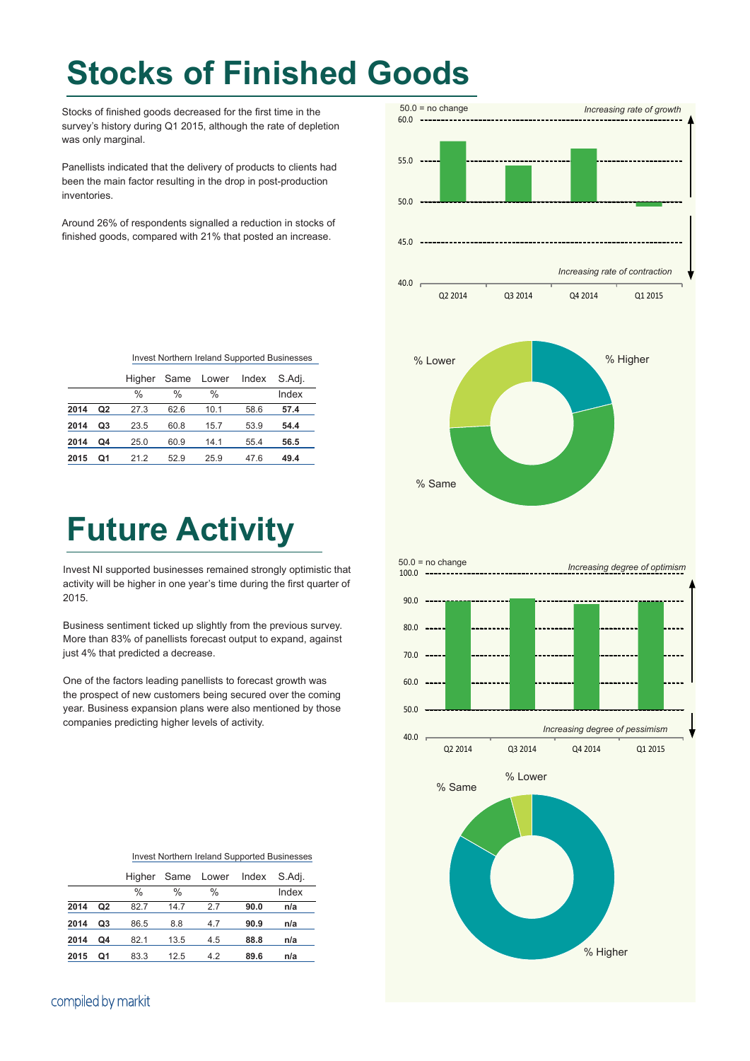# Stocks of Finished Goods

Stocks of finished goods decreased for the first time in the survey's history during Q1 2015, although the rate of depletion was only marginal.

Panellists indicated that the delivery of products to clients had been the main factor resulting in the drop in post-production inventories.

Around 26% of respondents signalled a reduction in stocks of finished goods, compared with 21% that posted an increase.

Invest Northern Ireland Supported Businesses

| | | Higher | Same | Lower | Index | S.Adj. |
|---|---|---|---|---|---|---|
| | | % | % | % | | Index |
| **2014** | **Q2** | 27.3 | 62.6 | 10.1 | 58.6 | **57.4** |
| **2014** | **Q3** | 23.5 | 60.8 | 15.7 | 53.9 | **54.4** |
| **2014** | **Q4** | 25.0 | 60.9 | 14.1 | 55.4 | **56.5** |
| **2015** | **Q1** | 21.2 | 52.9 | 25.9 | 47.6 | **49.4** |

# Future Activity

Invest NI supported businesses remained strongly optimistic that activity will be higher in one year's time during the first quarter of 2015.

Business sentiment ticked up slightly from the previous survey. More than 83% of panellists forecast output to expand, against just 4% that predicted a decrease.

One of the factors leading panellists to forecast growth was the prospect of new customers being secured over the coming year. Business expansion plans were also mentioned by those companies predicting higher levels of activity.

Invest Northern Ireland Supported Businesses

| | | Higher | Same | Lower | Index | S.Adj. |
|---|---|---|---|---|---|---|
| | | % | % | % | | Index |
| **2014** | **Q2** | 82.7 | 14.7 | 2.7 | **90.0** | **n/a** |
| **2014** | **Q3** | 86.5 | 8.8 | 4.7 | **90.9** | **n/a** |
| **2014** | **Q4** | 82.1 | 13.5 | 4.5 | **88.8** | **n/a** |
| **2015** | **Q1** | 83.3 | 12.5 | 4.2 | **89.6** | **n/a** |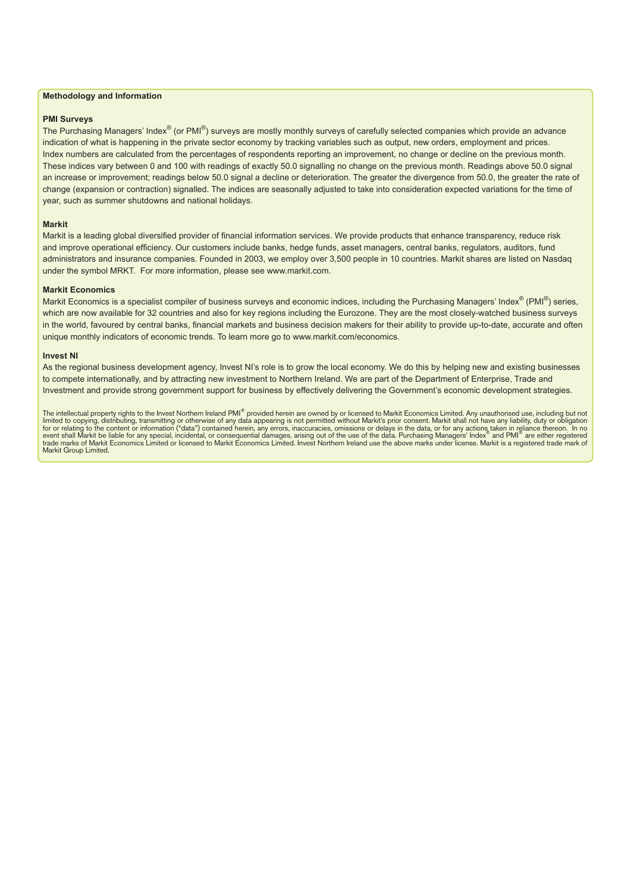## Methodology and Information

### PMI Surveys

The Purchasing Managers' Index® (or PMI®) surveys are mostly monthly surveys of carefully selected companies which provide an advance indication of what is happening in the private sector economy by tracking variables such as output, new orders, employment and prices. Index numbers are calculated from the percentages of respondents reporting an improvement, no change or decline on the previous month. These indices vary between 0 and 100 with readings of exactly 50.0 signalling no change on the previous month. Readings above 50.0 signal an increase or improvement; readings below 50.0 signal a decline or deterioration. The greater the divergence from 50.0, the greater the rate of change (expansion or contraction) signalled. The indices are seasonally adjusted to take into consideration expected variations for the time of year, such as summer shutdowns and national holidays.

### Markit

Markit is a leading global diversified provider of financial information services. We provide products that enhance transparency, reduce risk and improve operational efficiency. Our customers include banks, hedge funds, asset managers, central banks, regulators, auditors, fund administrators and insurance companies. Founded in 2003, we employ over 3,500 people in 10 countries. Markit shares are listed on Nasdaq under the symbol MRKT. For more information, please see www.markit.com.

### Markit Economics

Markit Economics is a specialist compiler of business surveys and economic indices, including the Purchasing Managers' Index® (PMI®) series, which are now available for 32 countries and also for key regions including the Eurozone. They are the most closely-watched business surveys in the world, favoured by central banks, financial markets and business decision makers for their ability to provide up-to-date, accurate and often unique monthly indicators of economic trends. To learn more go to www.markit.com/economics.

### Invest NI

As the regional business development agency, Invest NI's role is to grow the local economy. We do this by helping new and existing businesses to compete internationally, and by attracting new investment to Northern Ireland. We are part of the Department of Enterprise, Trade and Investment and provide strong government support for business by effectively delivering the Government's economic development strategies.

The intellectual property rights to the Invest Northern Ireland PMI® provided herein are owned by or licensed to Markit Economics Limited. Any unauthorised use, including but not limited to copying, distributing, transmitting or otherwise of any data appearing is not permitted without Markit's prior consent. Markit shall not have any liability, duty or obligation for or relating to the content or information ("data") contained herein, any errors, inaccuracies, omissions or delays in the data, or for any actions taken in reliance thereon. In no event shall Markit be liable for any special, incidental, or consequential damages, arising out of the use of the data. Purchasing Managers' Index® and PMI® are either registered trade marks of Markit Economics Limited or licensed to Markit Economics Limited. Invest Northern Ireland use the above marks under license. Markit is a registered trade mark of Markit Group Limited.